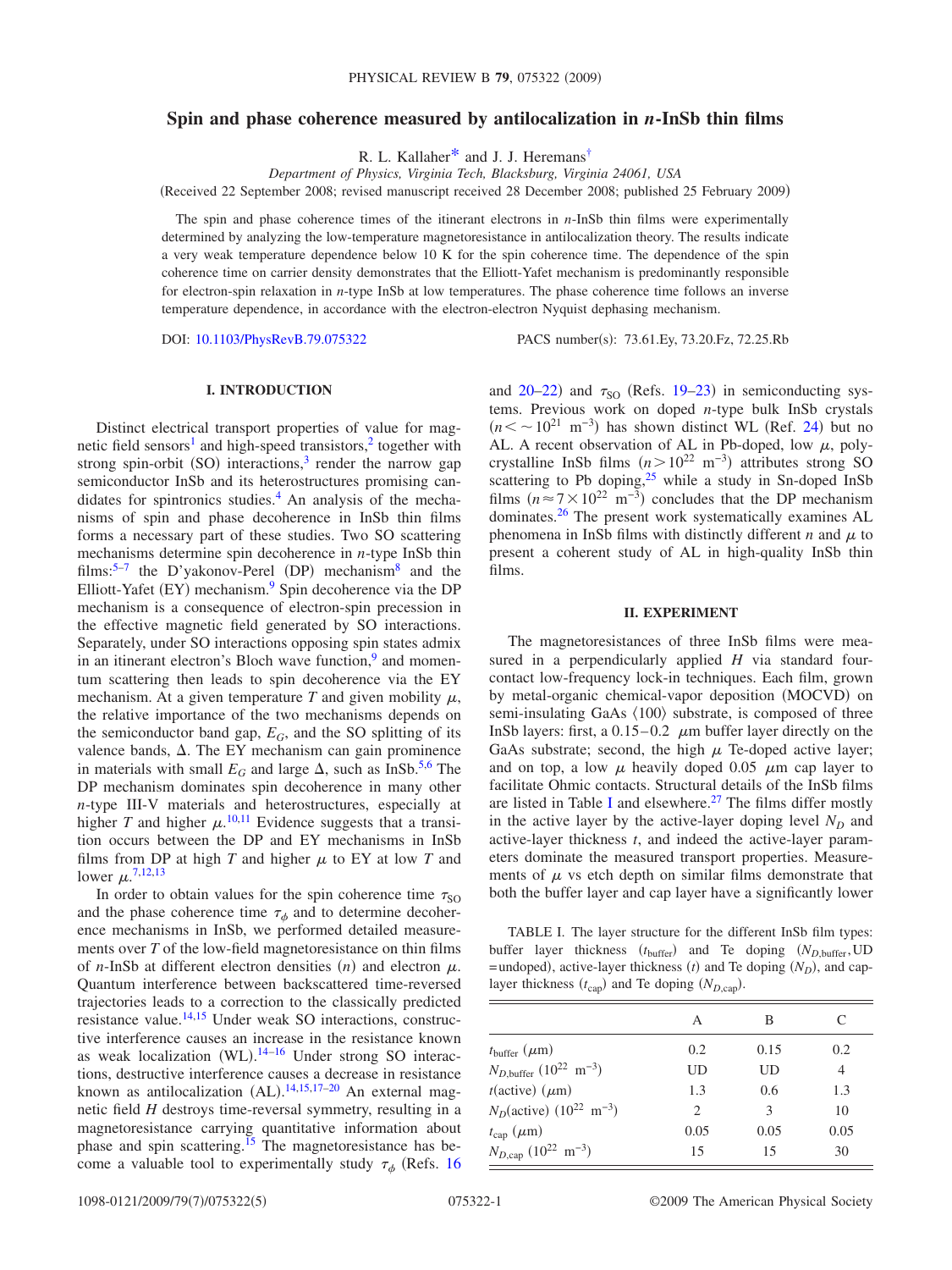# Spin and phase coherence measured by antilocalization in *n*-InSb thin films

R. L. Kallaher[*] and J. J. Heremans[†]

*Department of Physics, Virginia Tech, Blacksburg, Virginia 24061, USA*

(Received 22 September 2008; revised manuscript received 28 December 2008; published 25 February 2009)

The spin and phase coherence times of the itinerant electrons in *n*-InSb thin films were experimentally determined by analyzing the low-temperature magnetoresistance in antilocalization theory. The results indicate a very weak temperature dependence below 10 K for the spin coherence time. The dependence of the spin coherence time on carrier density demonstrates that the Elliott-Yafet mechanism is predominantly responsible for electron-spin relaxation in *n*-type InSb at low temperatures. The phase coherence time follows an inverse temperature dependence, in accordance with the electron-electron Nyquist dephasing mechanism.

DOI: 10.1103/PhysRevB.79.075322

PACS number(s): 73.61.Ey, 73.20.Fz, 72.25.Rb

## I. INTRODUCTION

Distinct electrical transport properties of value for magnetic field sensors[1] and high-speed transistors,[2] together with strong spin-orbit (SO) interactions,[3] render the narrow gap semiconductor InSb and its heterostructures promising candidates for spintronics studies.[4] An analysis of the mechanisms of spin and phase decoherence in InSb thin films forms a necessary part of these studies. Two SO scattering mechanisms determine spin decoherence in *n*-type InSb thin films:[5–7] the D'yakonov-Perel (DP) mechanism[8] and the Elliott-Yafet (EY) mechanism.[9] Spin decoherence via the DP mechanism is a consequence of electron-spin precession in the effective magnetic field generated by SO interactions. Separately, under SO interactions opposing spin states admix in an itinerant electron's Bloch wave function,[9] and momentum scattering then leads to spin decoherence via the EY mechanism. At a given temperature $T$ and given mobility $\mu$, the relative importance of the two mechanisms depends on the semiconductor band gap, $E_G$, and the SO splitting of its valence bands, $\Delta$. The EY mechanism can gain prominence in materials with small $E_G$ and large $\Delta$, such as InSb.[5,6] The DP mechanism dominates spin decoherence in many other *n*-type III-V materials and heterostructures, especially at higher $T$ and higher $\mu$.[10,11] Evidence suggests that a transition occurs between the DP and EY mechanisms in InSb films from DP at high $T$ and higher $\mu$ to EY at low $T$ and lower $\mu$.[7,12,13]

In order to obtain values for the spin coherence time $\tau_{SO}$ and the phase coherence time $\tau_\phi$ and to determine decoherence mechanisms in InSb, we performed detailed measurements over $T$ of the low-field magnetoresistance on thin films of *n*-InSb at different electron densities ($n$) and electron $\mu$. Quantum interference between backscattered time-reversed trajectories leads to a correction to the classically predicted resistance value.[14,15] Under weak SO interactions, constructive interference causes an increase in the resistance known as weak localization (WL).[14–16] Under strong SO interactions, destructive interference causes a decrease in resistance known as antilocalization (AL).[14,15,17–20] An external magnetic field $H$ destroys time-reversal symmetry, resulting in a magnetoresistance carrying quantitative information about phase and spin scattering.[15] The magnetoresistance has become a valuable tool to experimentally study $\tau_\phi$ (Refs. 16 and 20–22) and $\tau_{SO}$ (Refs. 19–23) in semiconducting systems. Previous work on doped *n*-type bulk InSb crystals ($n < \sim 10^{21}$ m$^{-3}$) has shown distinct WL (Ref. 24) but no AL. A recent observation of AL in Pb-doped, low $\mu$, polycrystalline InSb films ($n > 10^{22}$ m$^{-3}$) attributes strong SO scattering to Pb doping,[25] while a study in Sn-doped InSb films ($n \approx 7 \times 10^{22}$ m$^{-3}$) concludes that the DP mechanism dominates.[26] The present work systematically examines AL phenomena in InSb films with distinctly different $n$ and $\mu$ to present a coherent study of AL in high-quality InSb thin films.

## II. EXPERIMENT

The magnetoresistances of three InSb films were measured in a perpendicularly applied $H$ via standard four-contact low-frequency lock-in techniques. Each film, grown by metal-organic chemical-vapor deposition (MOCVD) on semi-insulating GaAs ⟨100⟩ substrate, is composed of three InSb layers: first, a 0.15–0.2 μm buffer layer directly on the GaAs substrate; second, the high $\mu$ Te-doped active layer; and on top, a low $\mu$ heavily doped 0.05 μm cap layer to facilitate Ohmic contacts. Structural details of the InSb films are listed in Table I and elsewhere.[27] The films differ mostly in the active layer by the active-layer doping level $N_D$ and active-layer thickness $t$, and indeed the active-layer parameters dominate the measured transport properties. Measurements of $\mu$ vs etch depth on similar films demonstrate that both the buffer layer and cap layer have a significantly lower

TABLE I. The layer structure for the different InSb film types: buffer layer thickness ($t_{buffer}$) and Te doping ($N_{D,buffer}$, UD = undoped), active-layer thickness ($t$) and Te doping ($N_D$), and cap-layer thickness ($t_{cap}$) and Te doping ($N_{D,cap}$).

| | A | B | C |
|---|---|---|---|
| $t_{buffer}$ (μm) | 0.2 | 0.15 | 0.2 |
| $N_{D,buffer}$ ($10^{22}$ m$^{-3}$) | UD | UD | 4 |
| $t$(active) (μm) | 1.3 | 0.6 | 1.3 |
| $N_D$(active) ($10^{22}$ m$^{-3}$) | 2 | 3 | 10 |
| $t_{cap}$ (μm) | 0.05 | 0.05 | 0.05 |
| $N_{D,cap}$ ($10^{22}$ m$^{-3}$) | 15 | 15 | 30 |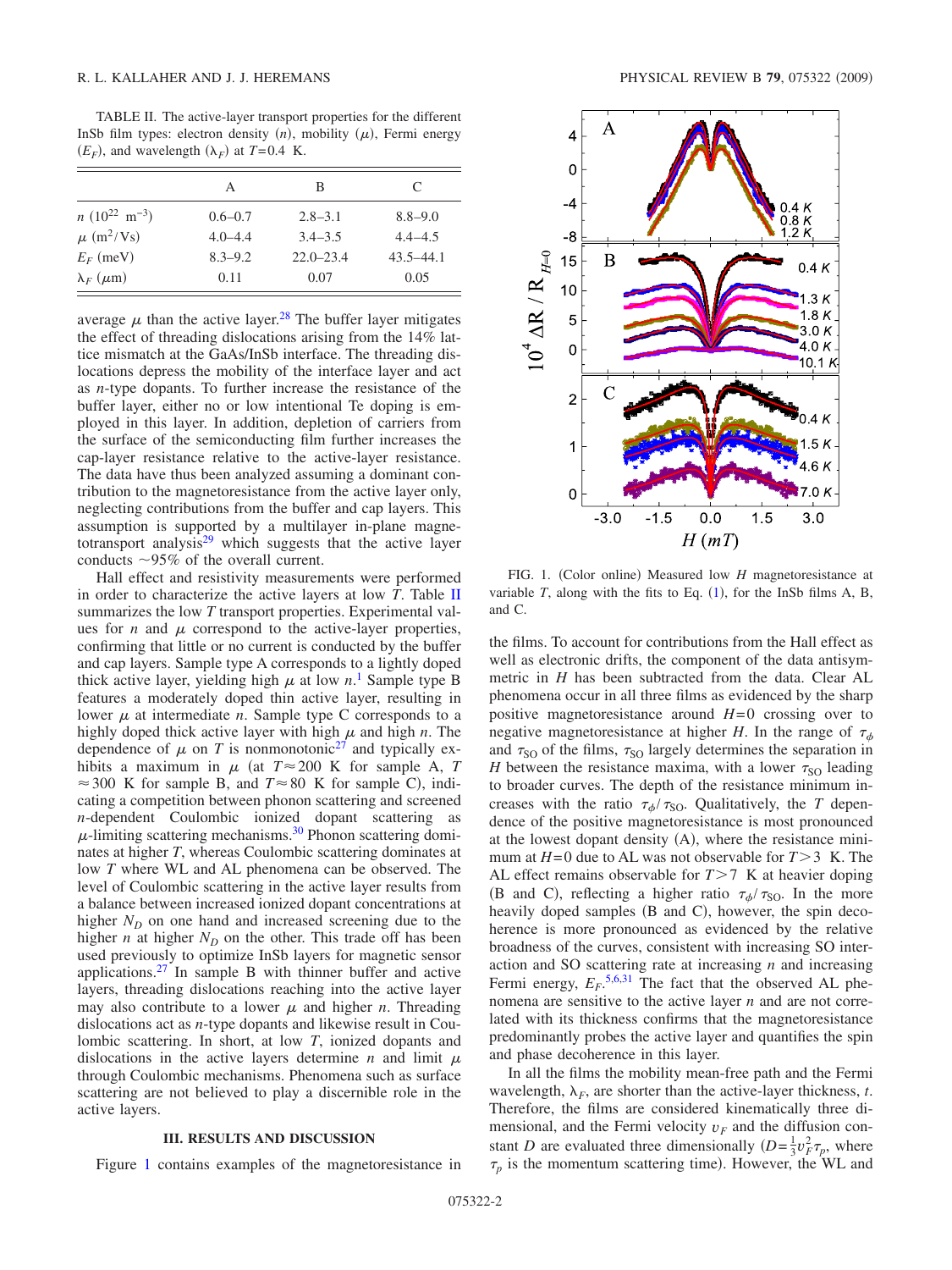TABLE II. The active-layer transport properties for the different InSb film types: electron density ($n$), mobility ($\mu$), Fermi energy ($E_F$), and wavelength ($\lambda_F$) at $T=0.4$ K.

| | A | B | C |
|---|---|---|---|
| $n$ ($10^{22}$ m$^{-3}$) | 0.6–0.7 | 2.8–3.1 | 8.8–9.0 |
| $\mu$ (m$^2$/Vs) | 4.0–4.4 | 3.4–3.5 | 4.4–4.5 |
| $E_F$ (meV) | 8.3–9.2 | 22.0–23.4 | 43.5–44.1 |
| $\lambda_F$ ($\mu$m) | 0.11 | 0.07 | 0.05 |

average $\mu$ than the active layer.[28] The buffer layer mitigates the effect of threading dislocations arising from the 14% lattice mismatch at the GaAs/InSb interface. The threading dislocations depress the mobility of the interface layer and act as $n$-type dopants. To further increase the resistance of the buffer layer, either no or low intentional Te doping is employed in this layer. In addition, depletion of carriers from the surface of the semiconducting film further increases the cap-layer resistance relative to the active-layer resistance. The data have thus been analyzed assuming a dominant contribution to the magnetoresistance from the active layer only, neglecting contributions from the buffer and cap layers. This assumption is supported by a multilayer in-plane magnetotransport analysis[29] which suggests that the active layer conducts ~95% of the overall current.

Hall effect and resistivity measurements were performed in order to characterize the active layers at low $T$. Table II summarizes the low $T$ transport properties. Experimental values for $n$ and $\mu$ correspond to the active-layer properties, confirming that little or no current is conducted by the buffer and cap layers. Sample type A corresponds to a lightly doped thick active layer, yielding high $\mu$ at low $n$.[1] Sample type B features a moderately doped thin active layer, resulting in lower $\mu$ at intermediate $n$. Sample type C corresponds to a highly doped thick active layer with high $\mu$ and high $n$. The dependence of $\mu$ on $T$ is nonmonotonic[27] and typically exhibits a maximum in $\mu$ (at $T\approx200$ K for sample A, $T\approx300$ K for sample B, and $T\approx80$ K for sample C), indicating a competition between phonon scattering and screened $n$-dependent Coulombic ionized dopant scattering as $\mu$-limiting scattering mechanisms.[30] Phonon scattering dominates at higher $T$, whereas Coulombic scattering dominates at low $T$ where WL and AL phenomena can be observed. The level of Coulombic scattering in the active layer results from a balance between increased ionized dopant concentrations at higher $N_D$ on one hand and increased screening due to the higher $n$ at higher $N_D$ on the other. This trade off has been used previously to optimize InSb layers for magnetic sensor applications.[27] In sample B with thinner buffer and active layers, threading dislocations reaching into the active layer may also contribute to a lower $\mu$ and higher $n$. Threading dislocations act as $n$-type dopants and likewise result in Coulombic scattering. In short, at low $T$, ionized dopants and dislocations in the active layers determine $n$ and limit $\mu$ through Coulombic mechanisms. Phenomena such as surface scattering are not believed to play a discernible role in the active layers.

## III. RESULTS AND DISCUSSION

Figure 1 contains examples of the magnetoresistance in the films. To account for contributions from the Hall effect as well as electronic drifts, the component of the data antisymmetric in $H$ has been subtracted from the data. Clear AL phenomena occur in all three films as evidenced by the sharp positive magnetoresistance around $H=0$ crossing over to negative magnetoresistance at higher $H$. In the range of $\tau_\phi$ and $\tau_{SO}$ of the films, $\tau_{SO}$ largely determines the separation in $H$ between the resistance maxima, with a lower $\tau_{SO}$ leading to broader curves. The depth of the resistance minimum increases with the ratio $\tau_\phi/\tau_{SO}$. Qualitatively, the $T$ dependence of the positive magnetoresistance is most pronounced at the lowest dopant density (A), where the resistance minimum at $H=0$ due to AL was not observable for $T>3$ K. The AL effect remains observable for $T>7$ K at heavier doping (B and C), reflecting a higher ratio $\tau_\phi/\tau_{SO}$. In the more heavily doped samples (B and C), however, the spin decoherence is more pronounced as evidenced by the relative broadness of the curves, consistent with increasing SO interaction and SO scattering rate at increasing $n$ and increasing Fermi energy, $E_F$.[5,6,31] The fact that the observed AL phenomena are sensitive to the active layer $n$ and are not correlated with its thickness confirms that the magnetoresistance predominantly probes the active layer and quantifies the spin and phase decoherence in this layer.

FIG. 1. (Color online) Measured low $H$ magnetoresistance at variable $T$, along with the fits to Eq. (1), for the InSb films A, B, and C.

In all the films the mobility mean-free path and the Fermi wavelength, $\lambda_F$, are shorter than the active-layer thickness, $t$. Therefore, the films are considered kinematically three dimensional, and the Fermi velocity $v_F$ and the diffusion constant $D$ are evaluated three dimensionally ($D=\frac{1}{3}v_F^2\tau_p$, where $\tau_p$ is the momentum scattering time). However, the WL and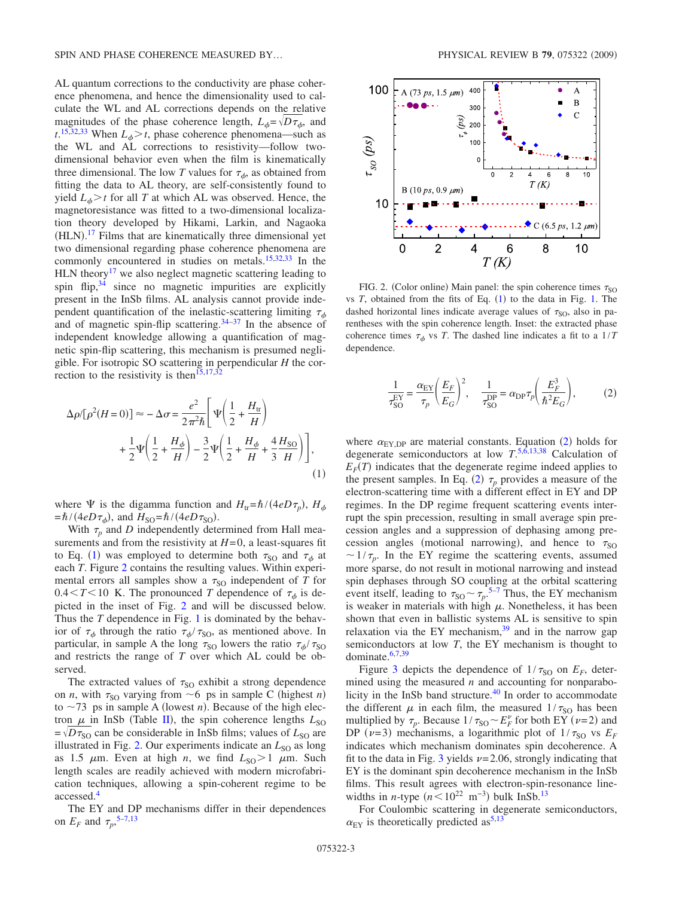AL quantum corrections to the conductivity are phase coherence phenomena, and hence the dimensionality used to calculate the WL and AL corrections depends on the relative magnitudes of the phase coherence length, $L_\phi=\sqrt{D\tau_\phi}$, and $t$.[15,32,33] When $L_\phi>t$, phase coherence phenomena—such as the WL and AL corrections to resistivity—follow two-dimensional behavior even when the film is kinematically three dimensional. The low $T$ values for $\tau_\phi$, as obtained from fitting the data to AL theory, are self-consistently found to yield $L_\phi>t$ for all $T$ at which AL was observed. Hence, the magnetoresistance was fitted to a two-dimensional localization theory developed by Hikami, Larkin, and Nagaoka (HLN).[17] Films that are kinematically three dimensional yet two dimensional regarding phase coherence phenomena are commonly encountered in studies on metals.[15,32,33] In the HLN theory[17] we also neglect magnetic scattering leading to spin flip,[34] since no magnetic impurities are explicitly present in the InSb films. AL analysis cannot provide independent quantification of the inelastic-scattering limiting $\tau_\phi$ and of magnetic spin-flip scattering.[34–37] In the absence of independent knowledge allowing a quantification of magnetic spin-flip scattering, this mechanism is presumed negligible. For isotropic SO scattering in perpendicular $H$ the correction to the resistivity is then[15,17,32]

$$\Delta\rho/[\rho^2(H=0)] \approx -\Delta\sigma = \frac{e^2}{2\pi^2\hbar}\left[\Psi\left(\frac{1}{2}+\frac{H_{\mathrm{tr}}}{H}\right) + \frac{1}{2}\Psi\left(\frac{1}{2}+\frac{H_\phi}{H}\right) - \frac{3}{2}\Psi\left(\frac{1}{2}+\frac{H_\phi}{H}+\frac{4}{3}\frac{H_{\mathrm{SO}}}{H}\right)\right], \tag{1}$$

where $\Psi$ is the digamma function and $H_{\mathrm{tr}}=\hbar/(4eD\tau_p)$, $H_\phi=\hbar/(4eD\tau_\phi)$, and $H_{\mathrm{SO}}=\hbar/(4eD\tau_{\mathrm{SO}})$.

With $\tau_p$ and $D$ independently determined from Hall measurements and from the resistivity at $H=0$, a least-squares fit to Eq. (1) was employed to determine both $\tau_{\mathrm{SO}}$ and $\tau_\phi$ at each $T$. Figure 2 contains the resulting values. Within experimental errors all samples show a $\tau_{\mathrm{SO}}$ independent of $T$ for $0.4<T<10$ K. The pronounced $T$ dependence of $\tau_\phi$ is depicted in the inset of Fig. 2 and will be discussed below. Thus the $T$ dependence in Fig. 1 is dominated by the behavior of $\tau_\phi$ through the ratio $\tau_\phi/\tau_{\mathrm{SO}}$, as mentioned above. In particular, in sample A the long $\tau_{\mathrm{SO}}$ lowers the ratio $\tau_\phi/\tau_{\mathrm{SO}}$ and restricts the range of $T$ over which AL could be observed.

The extracted values of $\tau_{\mathrm{SO}}$ exhibit a strong dependence on $n$, with $\tau_{\mathrm{SO}}$ varying from $\sim$6 ps in sample C (highest $n$) to $\sim$73 ps in sample A (lowest $n$). Because of the high electron $\mu$ in InSb (Table II), the spin coherence lengths $L_{\mathrm{SO}}=\sqrt{D\tau_{\mathrm{SO}}}$ can be considerable in InSb films; values of $L_{\mathrm{SO}}$ are illustrated in Fig. 2. Our experiments indicate an $L_{\mathrm{SO}}$ as long as 1.5 $\mu$m. Even at high $n$, we find $L_{\mathrm{SO}}>1$ $\mu$m. Such length scales are readily achieved with modern microfabrication techniques, allowing a spin-coherent regime to be accessed.[4]

The EY and DP mechanisms differ in their dependences on $E_F$ and $\tau_p$,[5–7,13]

FIG. 2. (Color online) Main panel: the spin coherence times $\tau_{\mathrm{SO}}$ vs $T$, obtained from the fits of Eq. (1) to the data in Fig. 1. The dashed horizontal lines indicate average values of $\tau_{\mathrm{SO}}$, also in parentheses with the spin coherence length. Inset: the extracted phase coherence times $\tau_\phi$ vs $T$. The dashed line indicates a fit to a $1/T$ dependence.

$$\frac{1}{\tau_{\mathrm{SO}}^{\mathrm{EY}}} = \frac{\alpha_{\mathrm{EY}}}{\tau_p}\left(\frac{E_F}{E_G}\right)^2, \quad \frac{1}{\tau_{\mathrm{SO}}^{\mathrm{DP}}} = \alpha_{\mathrm{DP}}\tau_p\left(\frac{E_F^3}{\hbar^2 E_G}\right), \tag{2}$$

where $\alpha_{\mathrm{EY,DP}}$ are material constants. Equation (2) holds for degenerate semiconductors at low $T$.[5,6,13,38] Calculation of $E_F(T)$ indicates that the degenerate regime indeed applies to the present samples. In Eq. (2) $\tau_p$ provides a measure of the electron-scattering time with a different effect in EY and DP regimes. In the DP regime frequent scattering events interrupt the spin precession, resulting in small average spin precession angles and a suppression of dephasing among precession angles (motional narrowing), and hence to $\tau_{\mathrm{SO}}\sim 1/\tau_p$. In the EY regime the scattering events, assumed more sparse, do not result in motional narrowing and instead spin dephases through SO coupling at the orbital scattering event itself, leading to $\tau_{\mathrm{SO}}\sim\tau_p$.[5–7] Thus, the EY mechanism is weaker in materials with high $\mu$. Nonetheless, it has been shown that even in ballistic systems AL is sensitive to spin relaxation via the EY mechanism,[39] and in the narrow gap semiconductors at low $T$, the EY mechanism is thought to dominate.[6,7,39]

Figure 3 depicts the dependence of $1/\tau_{\mathrm{SO}}$ on $E_F$, determined using the measured $n$ and accounting for nonparabolicity in the InSb band structure.[40] In order to accommodate the different $\mu$ in each film, the measured $1/\tau_{\mathrm{SO}}$ has been multiplied by $\tau_p$. Because $1/\tau_{\mathrm{SO}}\sim E_F^\nu$ for both EY ($\nu=2$) and DP ($\nu=3$) mechanisms, a logarithmic plot of $1/\tau_{\mathrm{SO}}$ vs $E_F$ indicates which mechanism dominates spin decoherence. A fit to the data in Fig. 3 yields $\nu=2.06$, strongly indicating that EY is the dominant spin decoherence mechanism in the InSb films. This result agrees with electron-spin-resonance linewidths in $n$-type ($n<10^{22}$ m$^{-3}$) bulk InSb.[13]

For Coulombic scattering in degenerate semiconductors, $\alpha_{\mathrm{EY}}$ is theoretically predicted as[5,13]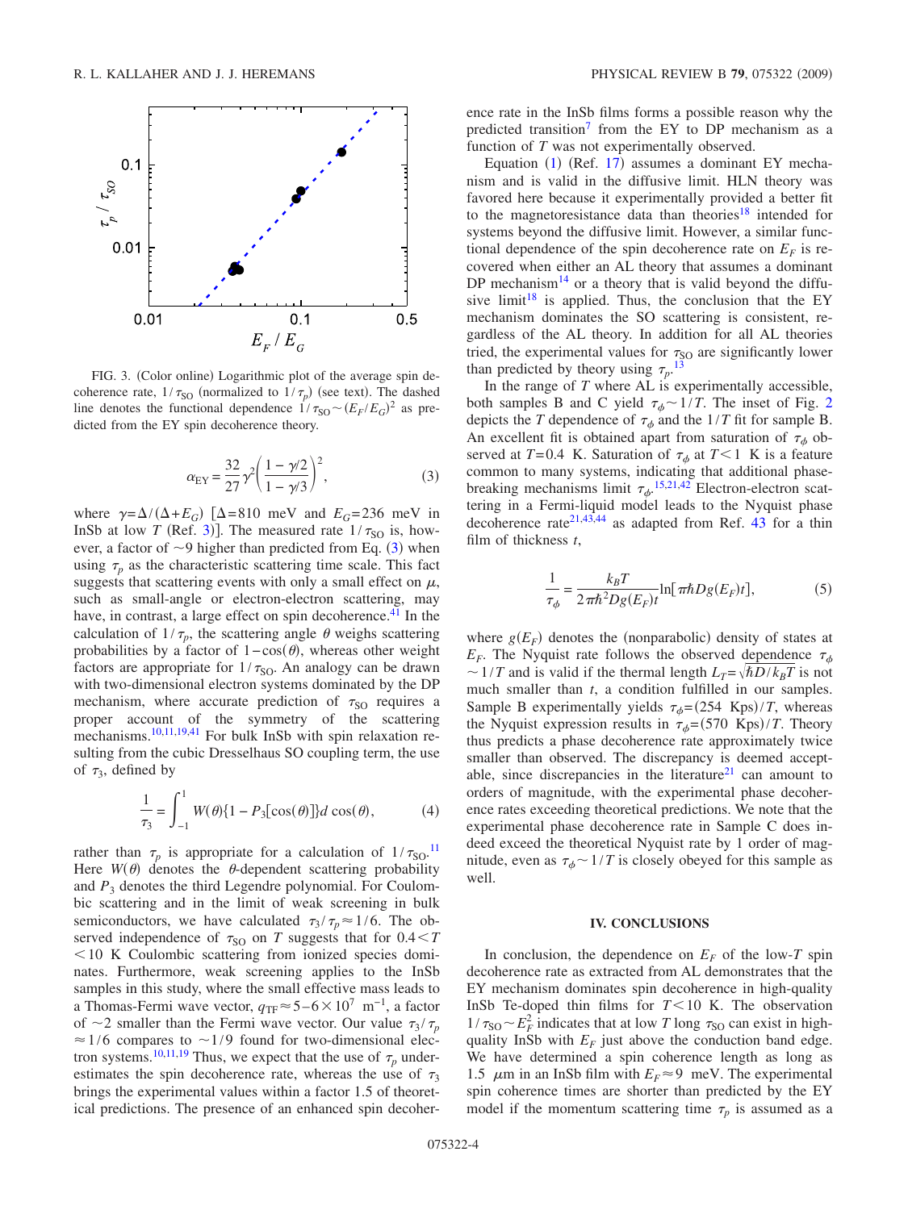FIG. 3. (Color online) Logarithmic plot of the average spin decoherence rate, $1/\tau_{SO}$ (normalized to $1/\tau_p$) (see text). The dashed line denotes the functional dependence $1/\tau_{SO} \sim (E_F/E_G)^2$ as predicted from the EY spin decoherence theory.

$$\alpha_{EY} = \frac{32}{27}\gamma^2\left(\frac{1-\gamma/2}{1-\gamma/3}\right)^2, \tag{3}$$

where $\gamma = \Delta/(\Delta + E_G)$ [$\Delta = 810$ meV and $E_G = 236$ meV in InSb at low $T$ (Ref. 3)]. The measured rate $1/\tau_{SO}$ is, however, a factor of $\sim 9$ higher than predicted from Eq. (3) when using $\tau_p$ as the characteristic scattering time scale. This fact suggests that scattering events with only a small effect on $\mu$, such as small-angle or electron-electron scattering, may have, in contrast, a large effect on spin decoherence.[41] In the calculation of $1/\tau_p$, the scattering angle $\theta$ weighs scattering probabilities by a factor of $1-\cos(\theta)$, whereas other weight factors are appropriate for $1/\tau_{SO}$. An analogy can be drawn with two-dimensional electron systems dominated by the DP mechanism, where accurate prediction of $\tau_{SO}$ requires a proper account of the symmetry of the scattering mechanisms.[10,11,19,41] For bulk InSb with spin relaxation resulting from the cubic Dresselhaus SO coupling term, the use of $\tau_3$, defined by

$$\frac{1}{\tau_3} = \int_{-1}^{1} W(\theta)\{1 - P_3[\cos(\theta)]\}d\cos(\theta), \tag{4}$$

rather than $\tau_p$ is appropriate for a calculation of $1/\tau_{SO}$.[11] Here $W(\theta)$ denotes the $\theta$-dependent scattering probability and $P_3$ denotes the third Legendre polynomial. For Coulombic scattering and in the limit of weak screening in bulk semiconductors, we have calculated $\tau_3/\tau_p \approx 1/6$. The observed independence of $\tau_{SO}$ on $T$ suggests that for $0.4 < T < 10$ K Coulombic scattering from ionized species dominates. Furthermore, weak screening applies to the InSb samples in this study, where the small effective mass leads to a Thomas-Fermi wave vector, $q_{TF} \approx 5-6 \times 10^7$ m$^{-1}$, a factor of $\sim 2$ smaller than the Fermi wave vector. Our value $\tau_3/\tau_p \approx 1/6$ compares to $\sim 1/9$ found for two-dimensional electron systems.[10,11,19] Thus, we expect that the use of $\tau_p$ underestimates the spin decoherence rate, whereas the use of $\tau_3$ brings the experimental values within a factor 1.5 of theoretical predictions. The presence of an enhanced spin decoherence rate in the InSb films forms a possible reason why the predicted transition[7] from the EY to DP mechanism as a function of $T$ was not experimentally observed.

Equation (1) (Ref. 17) assumes a dominant EY mechanism and is valid in the diffusive limit. HLN theory was favored here because it experimentally provided a better fit to the magnetoresistance data than theories[18] intended for systems beyond the diffusive limit. However, a similar functional dependence of the spin decoherence rate on $E_F$ is recovered when either an AL theory that assumes a dominant DP mechanism[14] or a theory that is valid beyond the diffusive limit[18] is applied. Thus, the conclusion that the EY mechanism dominates the SO scattering is consistent, regardless of the AL theory. In addition for all AL theories tried, the experimental values for $\tau_{SO}$ are significantly lower than predicted by theory using $\tau_p$.[13]

In the range of $T$ where AL is experimentally accessible, both samples B and C yield $\tau_\phi \sim 1/T$. The inset of Fig. 2 depicts the $T$ dependence of $\tau_\phi$ and the $1/T$ fit for sample B. An excellent fit is obtained apart from saturation of $\tau_\phi$ observed at $T = 0.4$ K. Saturation of $\tau_\phi$ at $T < 1$ K is a feature common to many systems, indicating that additional phase-breaking mechanisms limit $\tau_\phi$.[15,21,42] Electron-electron scattering in a Fermi-liquid model leads to the Nyquist phase decoherence rate[21,43,44] as adapted from Ref. 43 for a thin film of thickness $t$,

$$\frac{1}{\tau_\phi} = \frac{k_B T}{2\pi\hbar^2 D g(E_F) t}\ln[\pi\hbar D g(E_F) t], \tag{5}$$

where $g(E_F)$ denotes the (nonparabolic) density of states at $E_F$. The Nyquist rate follows the observed dependence $\tau_\phi \sim 1/T$ and is valid if the thermal length $L_T = \sqrt{\hbar D/k_B T}$ is not much smaller than $t$, a condition fulfilled in our samples. Sample B experimentally yields $\tau_\phi = (254 \text{ Kps})/T$, whereas the Nyquist expression results in $\tau_\phi = (570 \text{ Kps})/T$. Theory thus predicts a phase decoherence rate approximately twice smaller than observed. The discrepancy is deemed acceptable, since discrepancies in the literature[21] can amount to orders of magnitude, with the experimental phase decoherence rates exceeding theoretical predictions. We note that the experimental phase decoherence rate in Sample C does indeed exceed the theoretical Nyquist rate by 1 order of magnitude, even as $\tau_\phi \sim 1/T$ is closely obeyed for this sample as well.

## IV. CONCLUSIONS

In conclusion, the dependence on $E_F$ of the low-$T$ spin decoherence rate as extracted from AL demonstrates that the EY mechanism dominates spin decoherence in high-quality InSb Te-doped thin films for $T < 10$ K. The observation $1/\tau_{SO} \sim E_F^2$ indicates that at low $T$ long $\tau_{SO}$ can exist in high-quality InSb with $E_F$ just above the conduction band edge. We have determined a spin coherence length as long as 1.5 $\mu$m in an InSb film with $E_F \approx 9$ meV. The experimental spin coherence times are shorter than predicted by the EY model if the momentum scattering time $\tau_p$ is assumed as a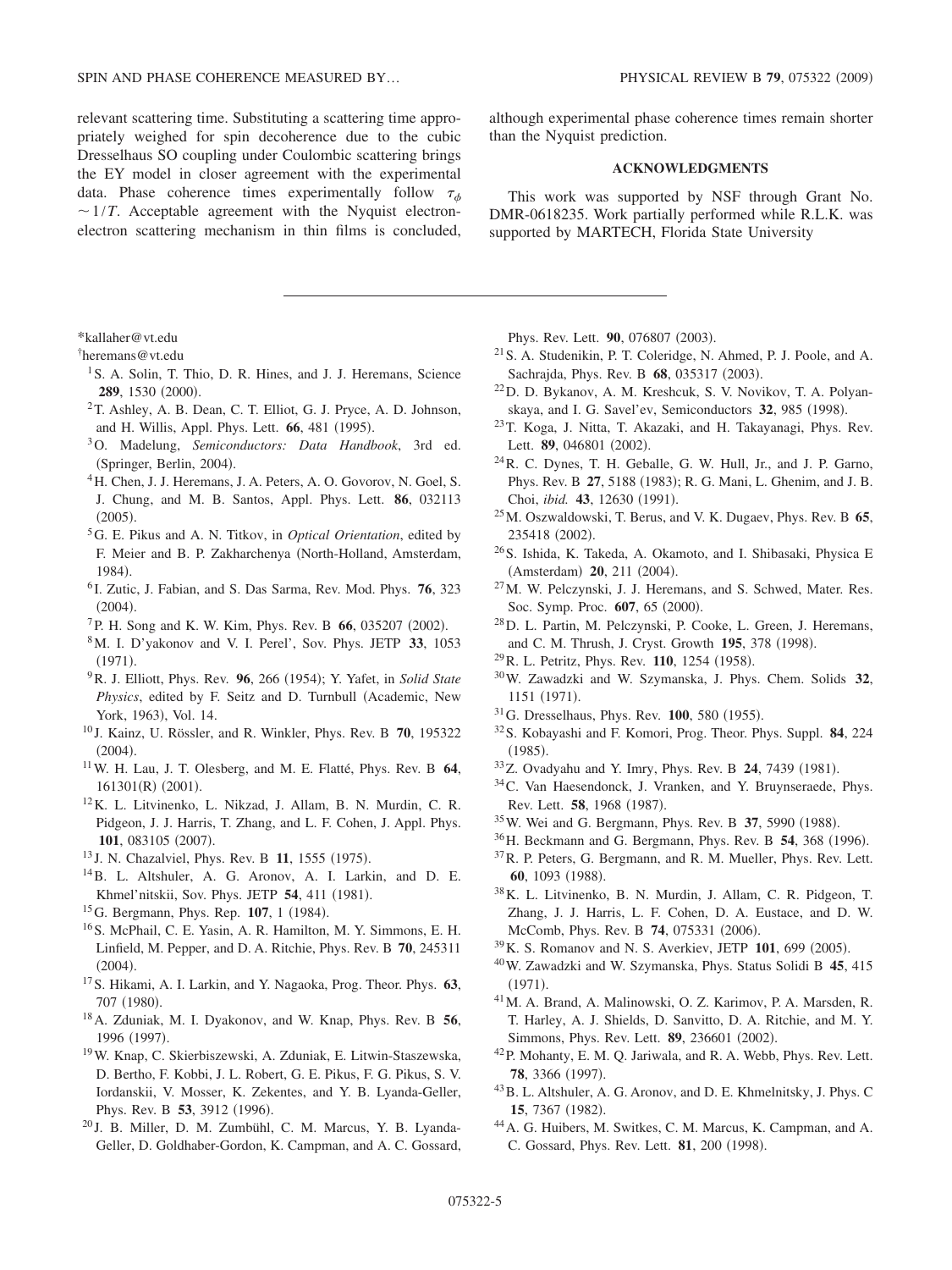relevant scattering time. Substituting a scattering time appropriately weighed for spin decoherence due to the cubic Dresselhaus SO coupling under Coulombic scattering brings the EY model in closer agreement with the experimental data. Phase coherence times experimentally follow $\tau_\phi \sim 1/T$. Acceptable agreement with the Nyquist electron-electron scattering mechanism in thin films is concluded, although experimental phase coherence times remain shorter than the Nyquist prediction.

## ACKNOWLEDGMENTS

This work was supported by NSF through Grant No. DMR-0618235. Work partially performed while R.L.K. was supported by MARTECH, Florida State University

---

*kallaher@vt.edu

†heremans@vt.edu

[1] S. A. Solin, T. Thio, D. R. Hines, and J. J. Heremans, Science **289**, 1530 (2000).

[2] T. Ashley, A. B. Dean, C. T. Elliot, G. J. Pryce, A. D. Johnson, and H. Willis, Appl. Phys. Lett. **66**, 481 (1995).

[3] O. Madelung, *Semiconductors: Data Handbook*, 3rd ed. (Springer, Berlin, 2004).

[4] H. Chen, J. J. Heremans, J. A. Peters, A. O. Govorov, N. Goel, S. J. Chung, and M. B. Santos, Appl. Phys. Lett. **86**, 032113 (2005).

[5] G. E. Pikus and A. N. Titkov, in *Optical Orientation*, edited by F. Meier and B. P. Zakharchenya (North-Holland, Amsterdam, 1984).

[6] I. Zutic, J. Fabian, and S. Das Sarma, Rev. Mod. Phys. **76**, 323 (2004).

[7] P. H. Song and K. W. Kim, Phys. Rev. B **66**, 035207 (2002).

[8] M. I. D'yakonov and V. I. Perel', Sov. Phys. JETP **33**, 1053 (1971).

[9] R. J. Elliott, Phys. Rev. **96**, 266 (1954); Y. Yafet, in *Solid State Physics*, edited by F. Seitz and D. Turnbull (Academic, New York, 1963), Vol. 14.

[10] J. Kainz, U. Rössler, and R. Winkler, Phys. Rev. B **70**, 195322 (2004).

[11] W. H. Lau, J. T. Olesberg, and M. E. Flatté, Phys. Rev. B **64**, 161301(R) (2001).

[12] K. L. Litvinenko, L. Nikzad, J. Allam, B. N. Murdin, C. R. Pidgeon, J. J. Harris, T. Zhang, and L. F. Cohen, J. Appl. Phys. **101**, 083105 (2007).

[13] J. N. Chazalviel, Phys. Rev. B **11**, 1555 (1975).

[14] B. L. Altshuler, A. G. Aronov, A. I. Larkin, and D. E. Khmel'nitskii, Sov. Phys. JETP **54**, 411 (1981).

[15] G. Bergmann, Phys. Rep. **107**, 1 (1984).

[16] S. McPhail, C. E. Yasin, A. R. Hamilton, M. Y. Simmons, E. H. Linfield, M. Pepper, and D. A. Ritchie, Phys. Rev. B **70**, 245311 (2004).

[17] S. Hikami, A. I. Larkin, and Y. Nagaoka, Prog. Theor. Phys. **63**, 707 (1980).

[18] A. Zduniak, M. I. Dyakonov, and W. Knap, Phys. Rev. B **56**, 1996 (1997).

[19] W. Knap, C. Skierbiszewski, A. Zduniak, E. Litwin-Staszewska, D. Bertho, F. Kobbi, J. L. Robert, G. E. Pikus, F. G. Pikus, S. V. Iordanskii, V. Mosser, K. Zekentes, and Y. B. Lyanda-Geller, Phys. Rev. B **53**, 3912 (1996).

[20] J. B. Miller, D. M. Zumbühl, C. M. Marcus, Y. B. Lyanda-Geller, D. Goldhaber-Gordon, K. Campman, and A. C. Gossard, Phys. Rev. Lett. **90**, 076807 (2003).

[21] S. A. Studenikin, P. T. Coleridge, N. Ahmed, P. J. Poole, and A. Sachrajda, Phys. Rev. B **68**, 035317 (2003).

[22] D. D. Bykanov, A. M. Kreshcuk, S. V. Novikov, T. A. Polyanskaya, and I. G. Savel'ev, Semiconductors **32**, 985 (1998).

[23] T. Koga, J. Nitta, T. Akazaki, and H. Takayanagi, Phys. Rev. Lett. **89**, 046801 (2002).

[24] R. C. Dynes, T. H. Geballe, G. W. Hull, Jr., and J. P. Garno, Phys. Rev. B **27**, 5188 (1983); R. G. Mani, L. Ghenim, and J. B. Choi, *ibid.* **43**, 12630 (1991).

[25] M. Oszwaldowski, T. Berus, and V. K. Dugaev, Phys. Rev. B **65**, 235418 (2002).

[26] S. Ishida, K. Takeda, A. Okamoto, and I. Shibasaki, Physica E (Amsterdam) **20**, 211 (2004).

[27] M. W. Pelczynski, J. J. Heremans, and S. Schwed, Mater. Res. Soc. Symp. Proc. **607**, 65 (2000).

[28] D. L. Partin, M. Pelczynski, P. Cooke, L. Green, J. Heremans, and C. M. Thrush, J. Cryst. Growth **195**, 378 (1998).

[29] R. L. Petritz, Phys. Rev. **110**, 1254 (1958).

[30] W. Zawadzki and W. Szymanska, J. Phys. Chem. Solids **32**, 1151 (1971).

[31] G. Dresselhaus, Phys. Rev. **100**, 580 (1955).

[32] S. Kobayashi and F. Komori, Prog. Theor. Phys. Suppl. **84**, 224 (1985).

[33] Z. Ovadyahu and Y. Imry, Phys. Rev. B **24**, 7439 (1981).

[34] C. Van Haesendonck, J. Vranken, and Y. Bruynseraede, Phys. Rev. Lett. **58**, 1968 (1987).

[35] W. Wei and G. Bergmann, Phys. Rev. B **37**, 5990 (1988).

[36] H. Beckmann and G. Bergmann, Phys. Rev. B **54**, 368 (1996).

[37] R. P. Peters, G. Bergmann, and R. M. Mueller, Phys. Rev. Lett. **60**, 1093 (1988).

[38] K. L. Litvinenko, B. N. Murdin, J. Allam, C. R. Pidgeon, T. Zhang, J. J. Harris, L. F. Cohen, D. A. Eustace, and D. W. McComb, Phys. Rev. B **74**, 075331 (2006).

[39] K. S. Romanov and N. S. Averkiev, JETP **101**, 699 (2005).

[40] W. Zawadzki and W. Szymanska, Phys. Status Solidi B **45**, 415 (1971).

[41] M. A. Brand, A. Malinowski, O. Z. Karimov, P. A. Marsden, R. T. Harley, A. J. Shields, D. Sanvitto, D. A. Ritchie, and M. Y. Simmons, Phys. Rev. Lett. **89**, 236601 (2002).

[42] P. Mohanty, E. M. Q. Jariwala, and R. A. Webb, Phys. Rev. Lett. **78**, 3366 (1997).

[43] B. L. Altshuler, A. G. Aronov, and D. E. Khmelnitsky, J. Phys. C **15**, 7367 (1982).

[44] A. G. Huibers, M. Switkes, C. M. Marcus, K. Campman, and A. C. Gossard, Phys. Rev. Lett. **81**, 200 (1998).